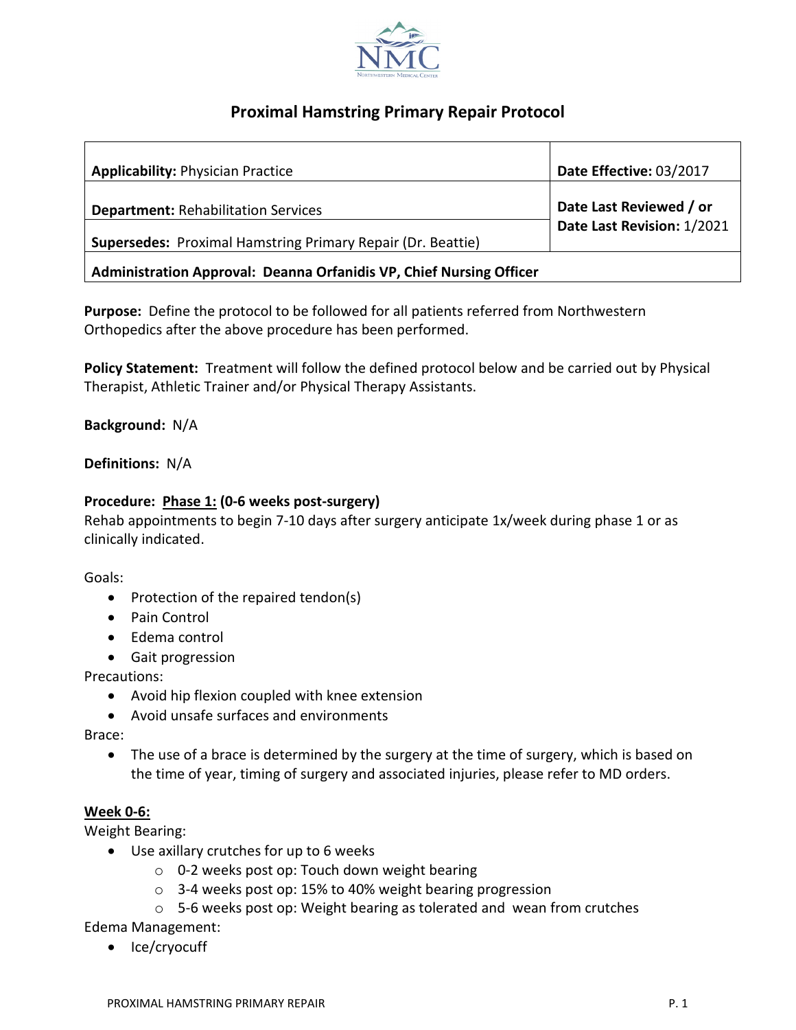# Proximal Hamstring Primary Repair Protocol

| **Applicability:** Physician Practice | **Date Effective:** 03/2017 |
|---|---|
| **Department:** Rehabilitation Services | **Date Last Reviewed / or Date Last Revision:** 1/2021 |
| **Supersedes:** Proximal Hamstring Primary Repair (Dr. Beattie) | |
| **Administration Approval: Deanna Orfanidis VP, Chief Nursing Officer** | |

**Purpose:** Define the protocol to be followed for all patients referred from Northwestern Orthopedics after the above procedure has been performed.

**Policy Statement:** Treatment will follow the defined protocol below and be carried out by Physical Therapist, Athletic Trainer and/or Physical Therapy Assistants.

**Background:** N/A

**Definitions:** N/A

**Procedure:** **Phase 1: (0-6 weeks post-surgery)**

Rehab appointments to begin 7-10 days after surgery anticipate 1x/week during phase 1 or as clinically indicated.

Goals:

- Protection of the repaired tendon(s)
- Pain Control
- Edema control
- Gait progression

Precautions:

- Avoid hip flexion coupled with knee extension
- Avoid unsafe surfaces and environments

Brace:

- The use of a brace is determined by the surgery at the time of surgery, which is based on the time of year, timing of surgery and associated injuries, please refer to MD orders.

**Week 0-6:**

Weight Bearing:

- Use axillary crutches for up to 6 weeks
  - 0-2 weeks post op: Touch down weight bearing
  - 3-4 weeks post op: 15% to 40% weight bearing progression
  - 5-6 weeks post op: Weight bearing as tolerated and wean from crutches

Edema Management:

- Ice/cryocuff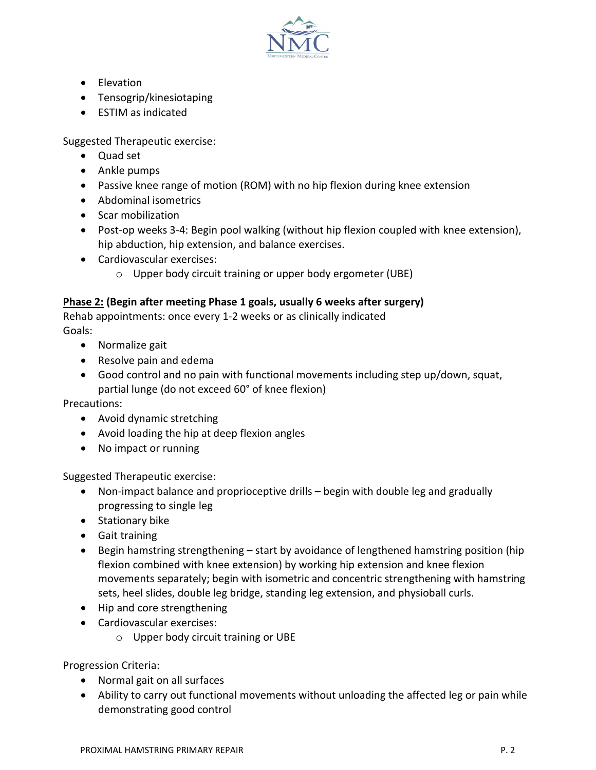- Elevation
- Tensogrip/kinesiotaping
- ESTIM as indicated

Suggested Therapeutic exercise:

- Quad set
- Ankle pumps
- Passive knee range of motion (ROM) with no hip flexion during knee extension
- Abdominal isometrics
- Scar mobilization
- Post-op weeks 3-4: Begin pool walking (without hip flexion coupled with knee extension), hip abduction, hip extension, and balance exercises.
- Cardiovascular exercises:
    - Upper body circuit training or upper body ergometer (UBE)

**<u>Phase 2:</u> (Begin after meeting Phase 1 goals, usually 6 weeks after surgery)**

Rehab appointments: once every 1-2 weeks or as clinically indicated

Goals:

- Normalize gait
- Resolve pain and edema
- Good control and no pain with functional movements including step up/down, squat, partial lunge (do not exceed 60° of knee flexion)

Precautions:

- Avoid dynamic stretching
- Avoid loading the hip at deep flexion angles
- No impact or running

Suggested Therapeutic exercise:

- Non-impact balance and proprioceptive drills – begin with double leg and gradually progressing to single leg
- Stationary bike
- Gait training
- Begin hamstring strengthening – start by avoidance of lengthened hamstring position (hip flexion combined with knee extension) by working hip extension and knee flexion movements separately; begin with isometric and concentric strengthening with hamstring sets, heel slides, double leg bridge, standing leg extension, and physioball curls.
- Hip and core strengthening
- Cardiovascular exercises:
    - Upper body circuit training or UBE

Progression Criteria:

- Normal gait on all surfaces
- Ability to carry out functional movements without unloading the affected leg or pain while demonstrating good control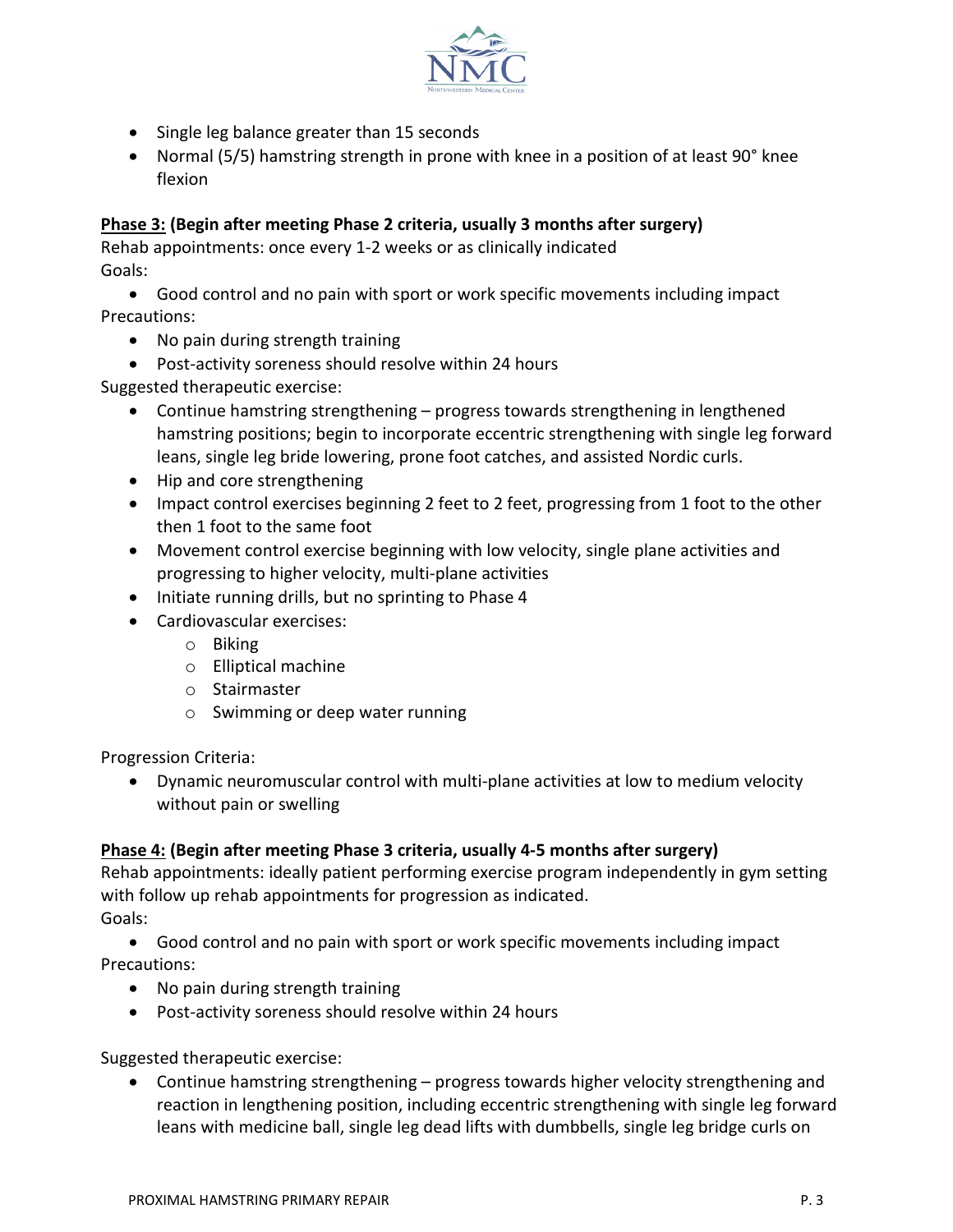- Single leg balance greater than 15 seconds
- Normal (5/5) hamstring strength in prone with knee in a position of at least 90° knee flexion

**<u>Phase 3:</u> (Begin after meeting Phase 2 criteria, usually 3 months after surgery)**

Rehab appointments: once every 1-2 weeks or as clinically indicated

Goals:

- Good control and no pain with sport or work specific movements including impact

Precautions:

- No pain during strength training
- Post-activity soreness should resolve within 24 hours

Suggested therapeutic exercise:

- Continue hamstring strengthening – progress towards strengthening in lengthened hamstring positions; begin to incorporate eccentric strengthening with single leg forward leans, single leg bride lowering, prone foot catches, and assisted Nordic curls.
- Hip and core strengthening
- Impact control exercises beginning 2 feet to 2 feet, progressing from 1 foot to the other then 1 foot to the same foot
- Movement control exercise beginning with low velocity, single plane activities and progressing to higher velocity, multi-plane activities
- Initiate running drills, but no sprinting to Phase 4
- Cardiovascular exercises:
  - Biking
  - Elliptical machine
  - Stairmaster
  - Swimming or deep water running

Progression Criteria:

- Dynamic neuromuscular control with multi-plane activities at low to medium velocity without pain or swelling

**<u>Phase 4:</u> (Begin after meeting Phase 3 criteria, usually 4-5 months after surgery)**

Rehab appointments: ideally patient performing exercise program independently in gym setting with follow up rehab appointments for progression as indicated.

Goals:

- Good control and no pain with sport or work specific movements including impact

Precautions:

- No pain during strength training
- Post-activity soreness should resolve within 24 hours

Suggested therapeutic exercise:

- Continue hamstring strengthening – progress towards higher velocity strengthening and reaction in lengthening position, including eccentric strengthening with single leg forward leans with medicine ball, single leg dead lifts with dumbbells, single leg bridge curls on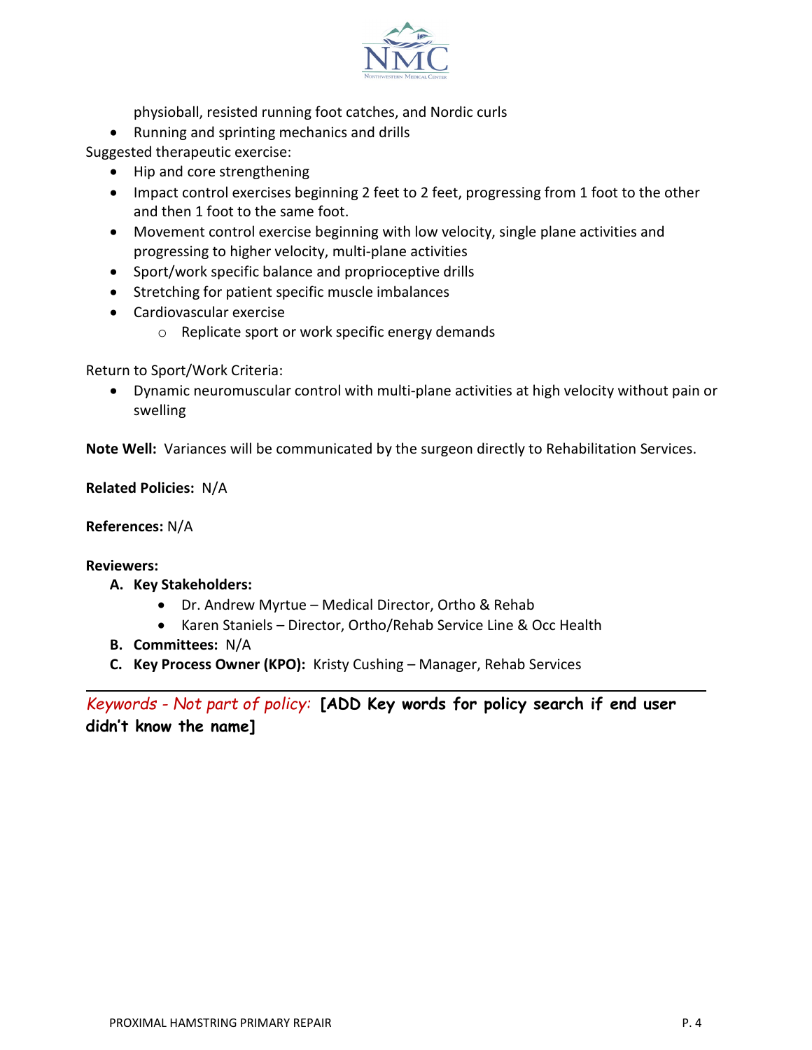physioball, resisted running foot catches, and Nordic curls

- Running and sprinting mechanics and drills

Suggested therapeutic exercise:

- Hip and core strengthening
- Impact control exercises beginning 2 feet to 2 feet, progressing from 1 foot to the other and then 1 foot to the same foot.
- Movement control exercise beginning with low velocity, single plane activities and progressing to higher velocity, multi-plane activities
- Sport/work specific balance and proprioceptive drills
- Stretching for patient specific muscle imbalances
- Cardiovascular exercise
  - Replicate sport or work specific energy demands

Return to Sport/Work Criteria:

- Dynamic neuromuscular control with multi-plane activities at high velocity without pain or swelling

**Note Well:** Variances will be communicated by the surgeon directly to Rehabilitation Services.

**Related Policies:** N/A

**References:** N/A

**Reviewers:**

A. **Key Stakeholders:**
   - Dr. Andrew Myrtue – Medical Director, Ortho & Rehab
   - Karen Staniels – Director, Ortho/Rehab Service Line & Occ Health
B. **Committees:** N/A
C. **Key Process Owner (KPO):** Kristy Cushing – Manager, Rehab Services

---

*Keywords - Not part of policy:* **[ADD Key words for policy search if end user didn't know the name]**